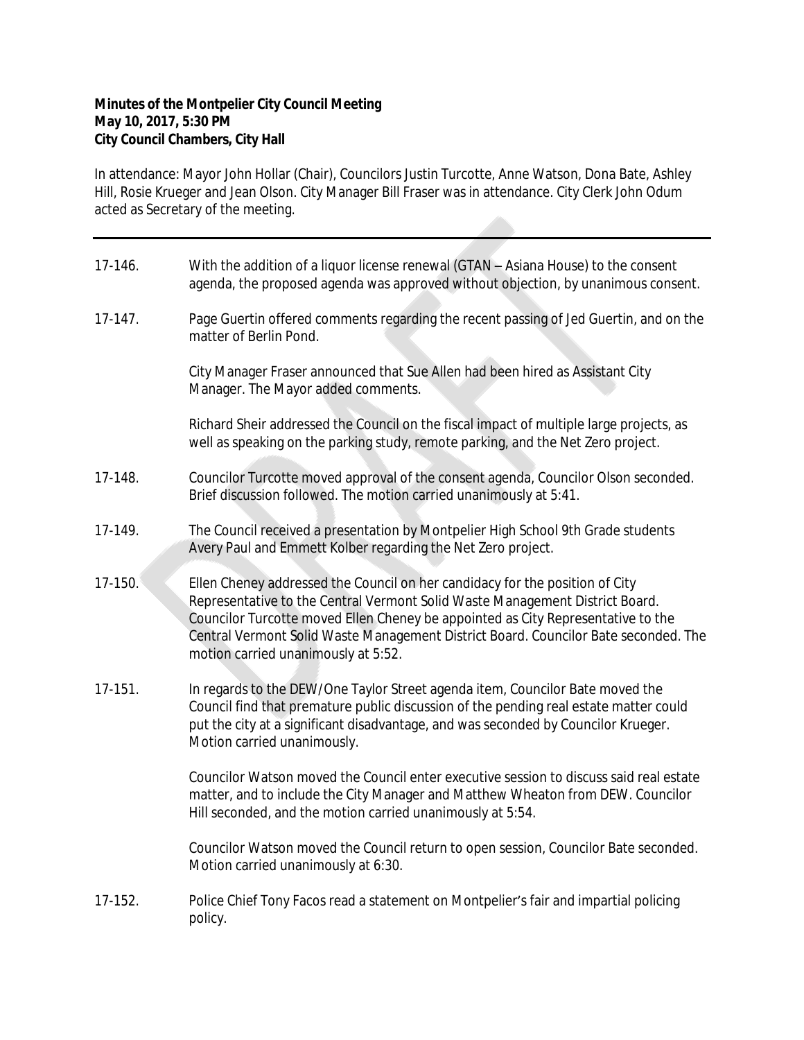**Minutes of the Montpelier City Council Meeting**
**May 10, 2017, 5:30 PM**
**City Council Chambers, City Hall**

In attendance: Mayor John Hollar (Chair), Councilors Justin Turcotte, Anne Watson, Dona Bate, Ashley Hill, Rosie Krueger and Jean Olson. City Manager Bill Fraser was in attendance. City Clerk John Odum acted as Secretary of the meeting.

---

17-146. With the addition of a liquor license renewal (GTAN – Asiana House) to the consent agenda, the proposed agenda was approved without objection, by unanimous consent.

17-147. Page Guertin offered comments regarding the recent passing of Jed Guertin, and on the matter of Berlin Pond.

City Manager Fraser announced that Sue Allen had been hired as Assistant City Manager. The Mayor added comments.

Richard Sheir addressed the Council on the fiscal impact of multiple large projects, as well as speaking on the parking study, remote parking, and the Net Zero project.

17-148. Councilor Turcotte moved approval of the consent agenda, Councilor Olson seconded. Brief discussion followed. The motion carried unanimously at 5:41.

17-149. The Council received a presentation by Montpelier High School 9th Grade students Avery Paul and Emmett Kolber regarding the Net Zero project.

17-150. Ellen Cheney addressed the Council on her candidacy for the position of City Representative to the Central Vermont Solid Waste Management District Board. Councilor Turcotte moved Ellen Cheney be appointed as City Representative to the Central Vermont Solid Waste Management District Board. Councilor Bate seconded. The motion carried unanimously at 5:52.

17-151. In regards to the DEW/One Taylor Street agenda item, Councilor Bate moved the Council find that premature public discussion of the pending real estate matter could put the city at a significant disadvantage, and was seconded by Councilor Krueger. Motion carried unanimously.

Councilor Watson moved the Council enter executive session to discuss said real estate matter, and to include the City Manager and Matthew Wheaton from DEW. Councilor Hill seconded, and the motion carried unanimously at 5:54.

Councilor Watson moved the Council return to open session, Councilor Bate seconded. Motion carried unanimously at 6:30.

17-152. Police Chief Tony Facos read a statement on Montpelier's fair and impartial policing policy.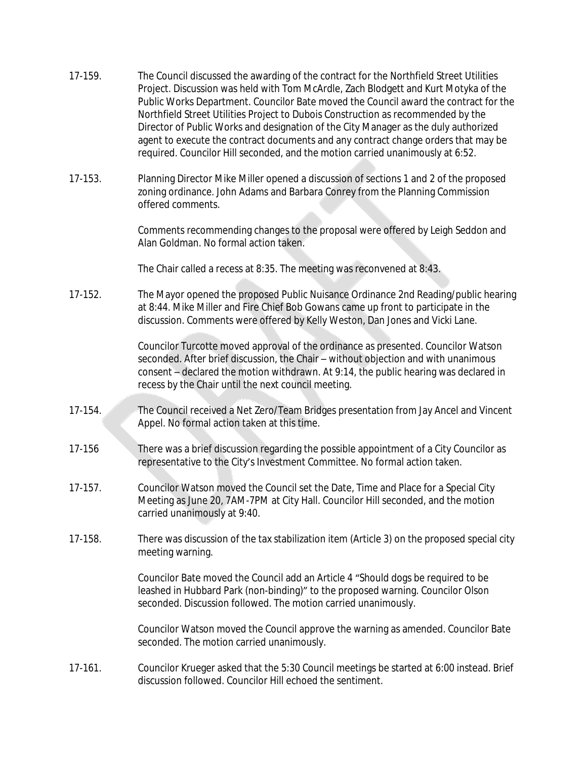17-159. The Council discussed the awarding of the contract for the Northfield Street Utilities Project. Discussion was held with Tom McArdle, Zach Blodgett and Kurt Motyka of the Public Works Department. Councilor Bate moved the Council award the contract for the Northfield Street Utilities Project to Dubois Construction as recommended by the Director of Public Works and designation of the City Manager as the duly authorized agent to execute the contract documents and any contract change orders that may be required. Councilor Hill seconded, and the motion carried unanimously at 6:52.

17-153. Planning Director Mike Miller opened a discussion of sections 1 and 2 of the proposed zoning ordinance. John Adams and Barbara Conrey from the Planning Commission offered comments.

Comments recommending changes to the proposal were offered by Leigh Seddon and Alan Goldman. No formal action taken.

The Chair called a recess at 8:35. The meeting was reconvened at 8:43.

17-152. The Mayor opened the proposed Public Nuisance Ordinance 2nd Reading/public hearing at 8:44. Mike Miller and Fire Chief Bob Gowans came up front to participate in the discussion. Comments were offered by Kelly Weston, Dan Jones and Vicki Lane.

Councilor Turcotte moved approval of the ordinance as presented. Councilor Watson seconded. After brief discussion, the Chair – without objection and with unanimous consent – declared the motion withdrawn. At 9:14, the public hearing was declared in recess by the Chair until the next council meeting.

17-154. The Council received a Net Zero/Team Bridges presentation from Jay Ancel and Vincent Appel. No formal action taken at this time.

17-156 There was a brief discussion regarding the possible appointment of a City Councilor as representative to the City's Investment Committee. No formal action taken.

17-157. Councilor Watson moved the Council set the Date, Time and Place for a Special City Meeting as June 20, 7AM-7PM at City Hall. Councilor Hill seconded, and the motion carried unanimously at 9:40.

17-158. There was discussion of the tax stabilization item (Article 3) on the proposed special city meeting warning.

Councilor Bate moved the Council add an Article 4 "Should dogs be required to be leashed in Hubbard Park (non-binding)" to the proposed warning. Councilor Olson seconded. Discussion followed. The motion carried unanimously.

Councilor Watson moved the Council approve the warning as amended. Councilor Bate seconded. The motion carried unanimously.

17-161. Councilor Krueger asked that the 5:30 Council meetings be started at 6:00 instead. Brief discussion followed. Councilor Hill echoed the sentiment.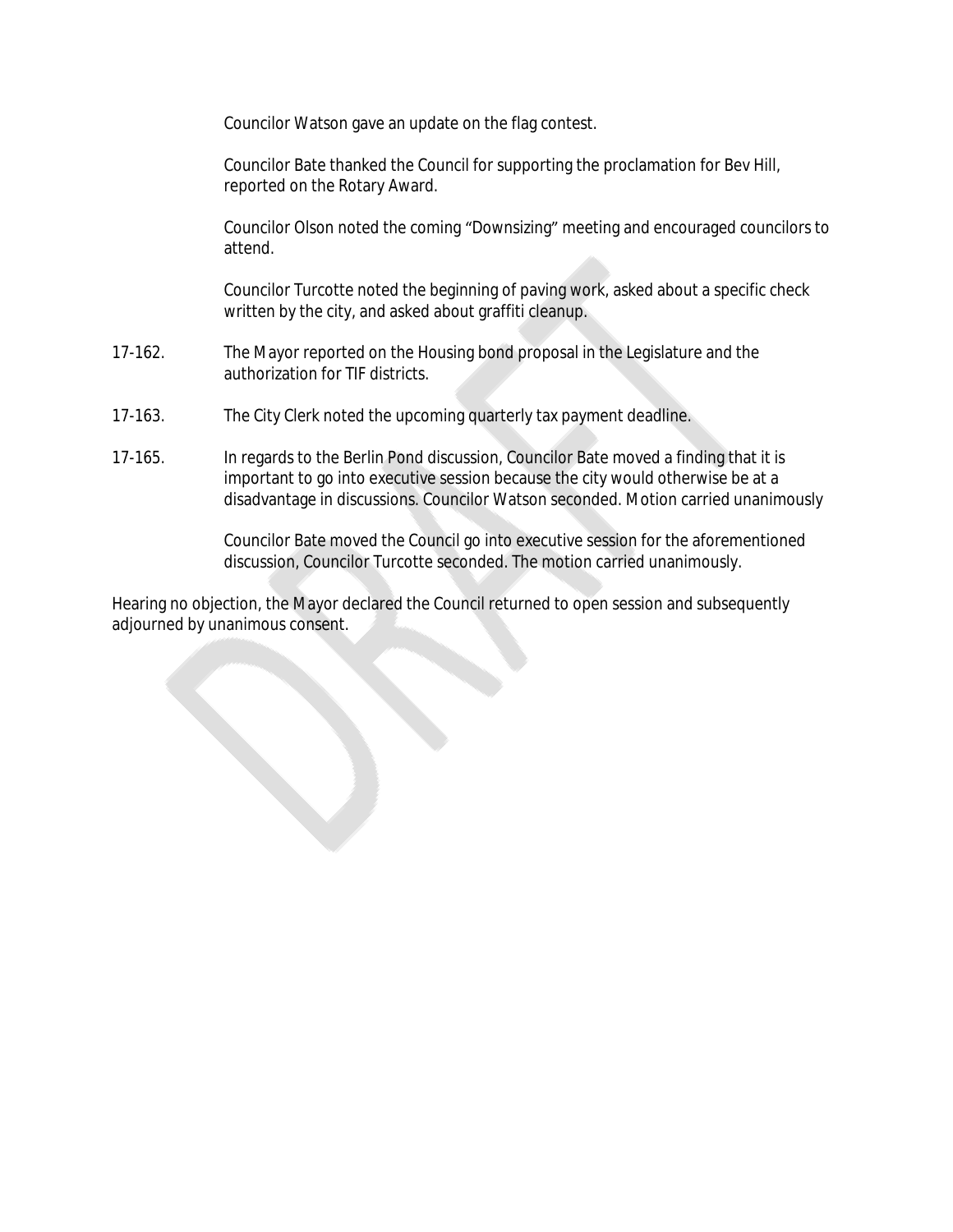Councilor Watson gave an update on the flag contest.

Councilor Bate thanked the Council for supporting the proclamation for Bev Hill, reported on the Rotary Award.

Councilor Olson noted the coming "Downsizing" meeting and encouraged councilors to attend.

Councilor Turcotte noted the beginning of paving work, asked about a specific check written by the city, and asked about graffiti cleanup.

17-162. The Mayor reported on the Housing bond proposal in the Legislature and the authorization for TIF districts.

17-163. The City Clerk noted the upcoming quarterly tax payment deadline.

17-165. In regards to the Berlin Pond discussion, Councilor Bate moved a finding that it is important to go into executive session because the city would otherwise be at a disadvantage in discussions. Councilor Watson seconded. Motion carried unanimously

Councilor Bate moved the Council go into executive session for the aforementioned discussion, Councilor Turcotte seconded. The motion carried unanimously.

Hearing no objection, the Mayor declared the Council returned to open session and subsequently adjourned by unanimous consent.